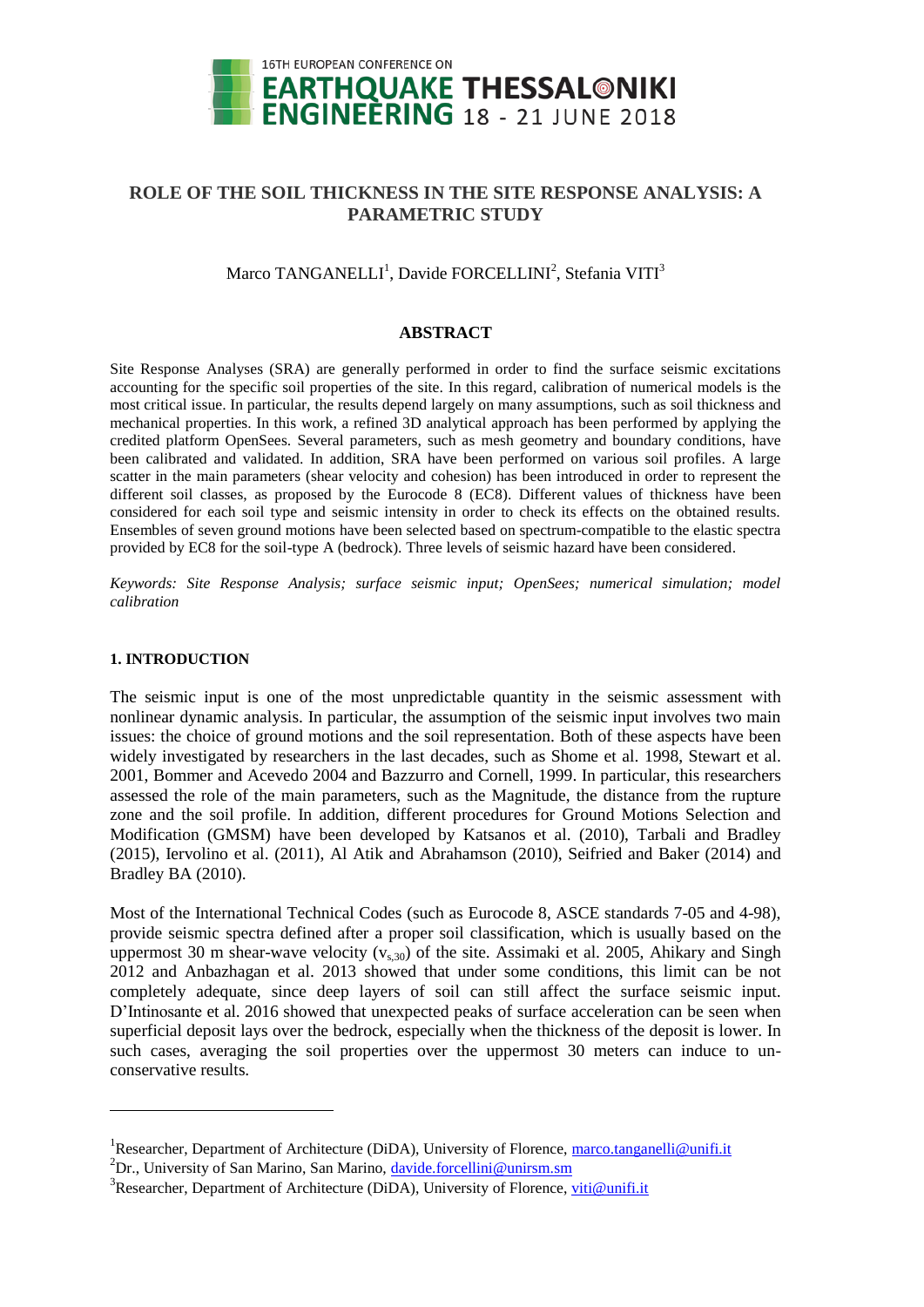# ROLE OF THE SOIL THICKNESS IN THE SITE RESPONSE ANALYSIS: A PARAMETRIC STUDY

Marco TANGANELLI[1], Davide FORCELLINI[2], Stefania VITI[3]

## ABSTRACT

Site Response Analyses (SRA) are generally performed in order to find the surface seismic excitations accounting for the specific soil properties of the site. In this regard, calibration of numerical models is the most critical issue. In particular, the results depend largely on many assumptions, such as soil thickness and mechanical properties. In this work, a refined 3D analytical approach has been performed by applying the credited platform OpenSees. Several parameters, such as mesh geometry and boundary conditions, have been calibrated and validated. In addition, SRA have been performed on various soil profiles. A large scatter in the main parameters (shear velocity and cohesion) has been introduced in order to represent the different soil classes, as proposed by the Eurocode 8 (EC8). Different values of thickness have been considered for each soil type and seismic intensity in order to check its effects on the obtained results. Ensembles of seven ground motions have been selected based on spectrum-compatible to the elastic spectra provided by EC8 for the soil-type A (bedrock). Three levels of seismic hazard have been considered.

*Keywords: Site Response Analysis; surface seismic input; OpenSees; numerical simulation; model calibration*

## 1. INTRODUCTION

The seismic input is one of the most unpredictable quantity in the seismic assessment with nonlinear dynamic analysis. In particular, the assumption of the seismic input involves two main issues: the choice of ground motions and the soil representation. Both of these aspects have been widely investigated by researchers in the last decades, such as Shome et al. 1998, Stewart et al. 2001, Bommer and Acevedo 2004 and Bazzurro and Cornell, 1999. In particular, this researchers assessed the role of the main parameters, such as the Magnitude, the distance from the rupture zone and the soil profile. In addition, different procedures for Ground Motions Selection and Modification (GMSM) have been developed by Katsanos et al. (2010), Tarbali and Bradley (2015), Iervolino et al. (2011), Al Atik and Abrahamson (2010), Seifried and Baker (2014) and Bradley BA (2010).

Most of the International Technical Codes (such as Eurocode 8, ASCE standards 7-05 and 4-98), provide seismic spectra defined after a proper soil classification, which is usually based on the uppermost 30 m shear-wave velocity ($v_{s,30}$) of the site. Assimaki et al. 2005, Ahikary and Singh 2012 and Anbazhagan et al. 2013 showed that under some conditions, this limit can be not completely adequate, since deep layers of soil can still affect the surface seismic input. D'Intinosante et al. 2016 showed that unexpected peaks of surface acceleration can be seen when superficial deposit lays over the bedrock, especially when the thickness of the deposit is lower. In such cases, averaging the soil properties over the uppermost 30 meters can induce to un-conservative results.

---

[1]Researcher, Department of Architecture (DiDA), University of Florence, marco.tanganelli@unifi.it

[2]Dr., University of San Marino, San Marino, davide.forcellini@unirsm.sm

[3]Researcher, Department of Architecture (DiDA), University of Florence, viti@unifi.it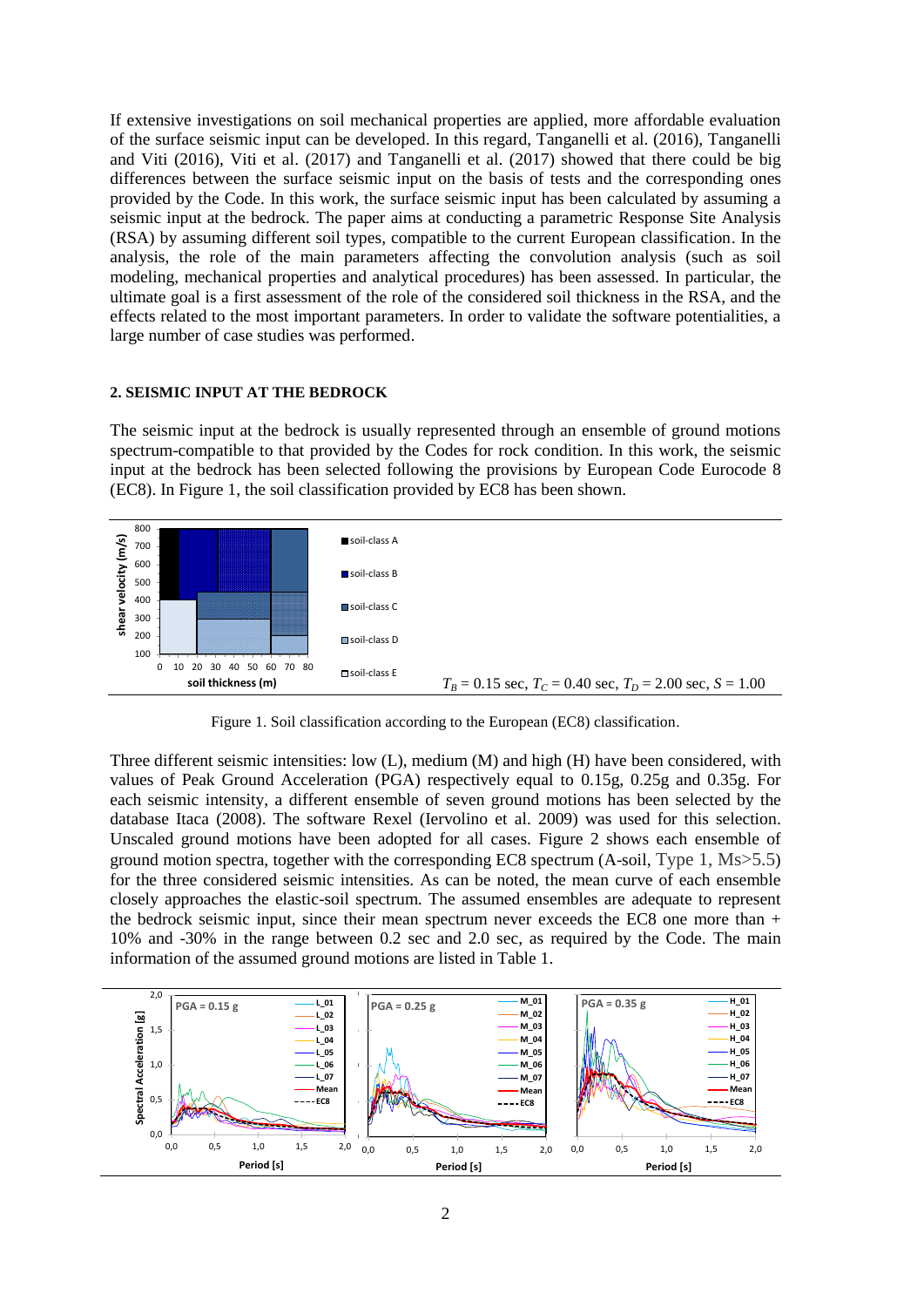If extensive investigations on soil mechanical properties are applied, more affordable evaluation of the surface seismic input can be developed. In this regard, Tanganelli et al. (2016), Tanganelli and Viti (2016), Viti et al. (2017) and Tanganelli et al. (2017) showed that there could be big differences between the surface seismic input on the basis of tests and the corresponding ones provided by the Code. In this work, the surface seismic input has been calculated by assuming a seismic input at the bedrock. The paper aims at conducting a parametric Response Site Analysis (RSA) by assuming different soil types, compatible to the current European classification. In the analysis, the role of the main parameters affecting the convolution analysis (such as soil modeling, mechanical properties and analytical procedures) has been assessed. In particular, the ultimate goal is a first assessment of the role of the considered soil thickness in the RSA, and the effects related to the most important parameters. In order to validate the software potentialities, a large number of case studies was performed.

## 2. SEISMIC INPUT AT THE BEDROCK

The seismic input at the bedrock is usually represented through an ensemble of ground motions spectrum-compatible to that provided by the Codes for rock condition. In this work, the seismic input at the bedrock has been selected following the provisions by European Code Eurocode 8 (EC8). In Figure 1, the soil classification provided by EC8 has been shown.

$T_B$ = 0.15 sec, $T_C$ = 0.40 sec, $T_D$ = 2.00 sec, $S$ = 1.00

Figure 1. Soil classification according to the European (EC8) classification.

Three different seismic intensities: low (L), medium (M) and high (H) have been considered, with values of Peak Ground Acceleration (PGA) respectively equal to 0.15g, 0.25g and 0.35g. For each seismic intensity, a different ensemble of seven ground motions has been selected by the database Itaca (2008). The software Rexel (Iervolino et al. 2009) was used for this selection. Unscaled ground motions have been adopted for all cases. Figure 2 shows each ensemble of ground motion spectra, together with the corresponding EC8 spectrum (A-soil, Type 1, Ms>5.5) for the three considered seismic intensities. As can be noted, the mean curve of each ensemble closely approaches the elastic-soil spectrum. The assumed ensembles are adequate to represent the bedrock seismic input, since their mean spectrum never exceeds the EC8 one more than + 10% and -30% in the range between 0.2 sec and 2.0 sec, as required by the Code. The main information of the assumed ground motions are listed in Table 1.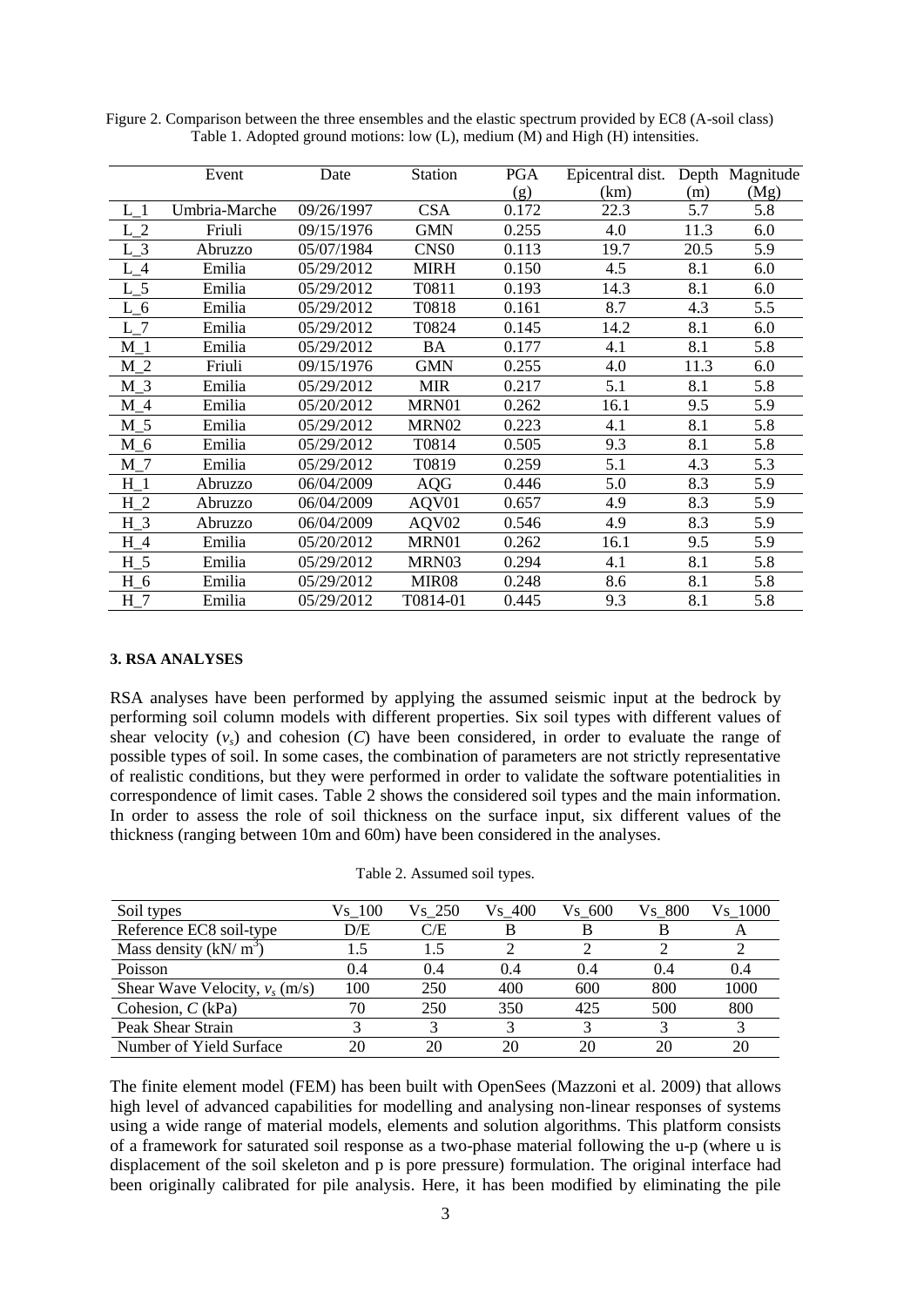Figure 2. Comparison between the three ensembles and the elastic spectrum provided by EC8 (A-soil class)

Table 1. Adopted ground motions: low (L), medium (M) and High (H) intensities.

| | Event | Date | Station | PGA (g) | Epicentral dist. (km) | Depth (m) | Magnitude (Mg) |
|---|---|---|---|---|---|---|---|
| L_1 | Umbria-Marche | 09/26/1997 | CSA | 0.172 | 22.3 | 5.7 | 5.8 |
| L_2 | Friuli | 09/15/1976 | GMN | 0.255 | 4.0 | 11.3 | 6.0 |
| L_3 | Abruzzo | 05/07/1984 | CNS0 | 0.113 | 19.7 | 20.5 | 5.9 |
| L_4 | Emilia | 05/29/2012 | MIRH | 0.150 | 4.5 | 8.1 | 6.0 |
| L_5 | Emilia | 05/29/2012 | T0811 | 0.193 | 14.3 | 8.1 | 6.0 |
| L_6 | Emilia | 05/29/2012 | T0818 | 0.161 | 8.7 | 4.3 | 5.5 |
| L_7 | Emilia | 05/29/2012 | T0824 | 0.145 | 14.2 | 8.1 | 6.0 |
| M_1 | Emilia | 05/29/2012 | BA | 0.177 | 4.1 | 8.1 | 5.8 |
| M_2 | Friuli | 09/15/1976 | GMN | 0.255 | 4.0 | 11.3 | 6.0 |
| M_3 | Emilia | 05/29/2012 | MIR | 0.217 | 5.1 | 8.1 | 5.8 |
| M_4 | Emilia | 05/20/2012 | MRN01 | 0.262 | 16.1 | 9.5 | 5.9 |
| M_5 | Emilia | 05/29/2012 | MRN02 | 0.223 | 4.1 | 8.1 | 5.8 |
| M_6 | Emilia | 05/29/2012 | T0814 | 0.505 | 9.3 | 8.1 | 5.8 |
| M_7 | Emilia | 05/29/2012 | T0819 | 0.259 | 5.1 | 4.3 | 5.3 |
| H_1 | Abruzzo | 06/04/2009 | AQG | 0.446 | 5.0 | 8.3 | 5.9 |
| H_2 | Abruzzo | 06/04/2009 | AQV01 | 0.657 | 4.9 | 8.3 | 5.9 |
| H_3 | Abruzzo | 06/04/2009 | AQV02 | 0.546 | 4.9 | 8.3 | 5.9 |
| H_4 | Emilia | 05/20/2012 | MRN01 | 0.262 | 16.1 | 9.5 | 5.9 |
| H_5 | Emilia | 05/29/2012 | MRN03 | 0.294 | 4.1 | 8.1 | 5.8 |
| H_6 | Emilia | 05/29/2012 | MIR08 | 0.248 | 8.6 | 8.1 | 5.8 |
| H_7 | Emilia | 05/29/2012 | T0814-01 | 0.445 | 9.3 | 8.1 | 5.8 |

### 3. RSA ANALYSES

RSA analyses have been performed by applying the assumed seismic input at the bedrock by performing soil column models with different properties. Six soil types with different values of shear velocity ($v_s$) and cohesion ($C$) have been considered, in order to evaluate the range of possible types of soil. In some cases, the combination of parameters are not strictly representative of realistic conditions, but they were performed in order to validate the software potentialities in correspondence of limit cases. Table 2 shows the considered soil types and the main information. In order to assess the role of soil thickness on the surface input, six different values of the thickness (ranging between 10m and 60m) have been considered in the analyses.

Table 2. Assumed soil types.

| Soil types | Vs_100 | Vs_250 | Vs_400 | Vs_600 | Vs_800 | Vs_1000 |
|---|---|---|---|---|---|---|
| Reference EC8 soil-type | D/E | C/E | B | B | B | A |
| Mass density (kN/ $m^3$) | 1.5 | 1.5 | 2 | 2 | 2 | 2 |
| Poisson | 0.4 | 0.4 | 0.4 | 0.4 | 0.4 | 0.4 |
| Shear Wave Velocity, $v_s$ (m/s) | 100 | 250 | 400 | 600 | 800 | 1000 |
| Cohesion, $C$ (kPa) | 70 | 250 | 350 | 425 | 500 | 800 |
| Peak Shear Strain | 3 | 3 | 3 | 3 | 3 | 3 |
| Number of Yield Surface | 20 | 20 | 20 | 20 | 20 | 20 |

The finite element model (FEM) has been built with OpenSees (Mazzoni et al. 2009) that allows high level of advanced capabilities for modelling and analysing non-linear responses of systems using a wide range of material models, elements and solution algorithms. This platform consists of a framework for saturated soil response as a two-phase material following the u-p (where u is displacement of the soil skeleton and p is pore pressure) formulation. The original interface had been originally calibrated for pile analysis. Here, it has been modified by eliminating the pile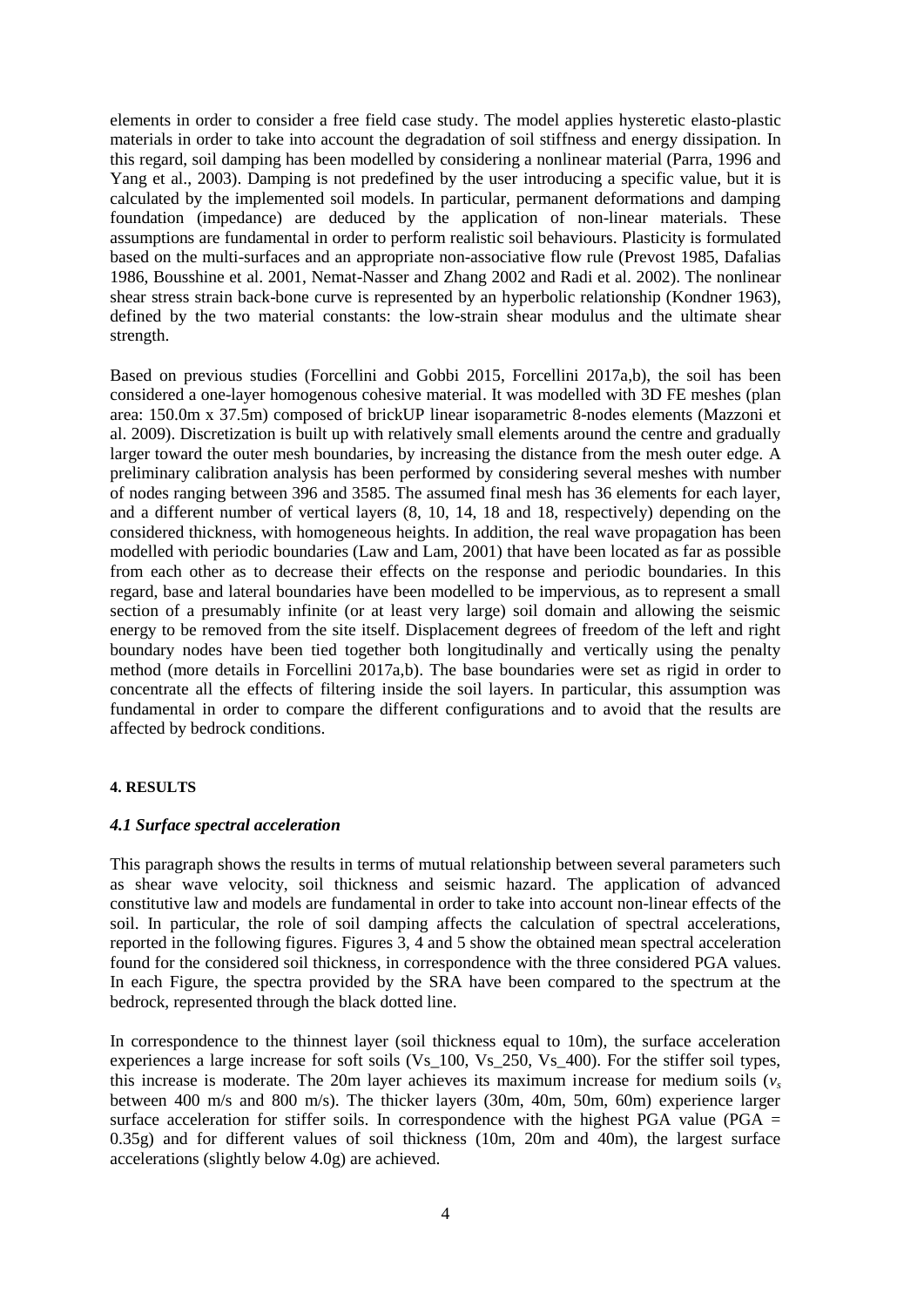elements in order to consider a free field case study. The model applies hysteretic elasto-plastic materials in order to take into account the degradation of soil stiffness and energy dissipation. In this regard, soil damping has been modelled by considering a nonlinear material (Parra, 1996 and Yang et al., 2003). Damping is not predefined by the user introducing a specific value, but it is calculated by the implemented soil models. In particular, permanent deformations and damping foundation (impedance) are deduced by the application of non-linear materials. These assumptions are fundamental in order to perform realistic soil behaviours. Plasticity is formulated based on the multi-surfaces and an appropriate non-associative flow rule (Prevost 1985, Dafalias 1986, Bousshine et al. 2001, Nemat-Nasser and Zhang 2002 and Radi et al. 2002). The nonlinear shear stress strain back-bone curve is represented by an hyperbolic relationship (Kondner 1963), defined by the two material constants: the low-strain shear modulus and the ultimate shear strength.

Based on previous studies (Forcellini and Gobbi 2015, Forcellini 2017a,b), the soil has been considered a one-layer homogenous cohesive material. It was modelled with 3D FE meshes (plan area: 150.0m x 37.5m) composed of brickUP linear isoparametric 8-nodes elements (Mazzoni et al. 2009). Discretization is built up with relatively small elements around the centre and gradually larger toward the outer mesh boundaries, by increasing the distance from the mesh outer edge. A preliminary calibration analysis has been performed by considering several meshes with number of nodes ranging between 396 and 3585. The assumed final mesh has 36 elements for each layer, and a different number of vertical layers (8, 10, 14, 18 and 18, respectively) depending on the considered thickness, with homogeneous heights. In addition, the real wave propagation has been modelled with periodic boundaries (Law and Lam, 2001) that have been located as far as possible from each other as to decrease their effects on the response and periodic boundaries. In this regard, base and lateral boundaries have been modelled to be impervious, as to represent a small section of a presumably infinite (or at least very large) soil domain and allowing the seismic energy to be removed from the site itself. Displacement degrees of freedom of the left and right boundary nodes have been tied together both longitudinally and vertically using the penalty method (more details in Forcellini 2017a,b). The base boundaries were set as rigid in order to concentrate all the effects of filtering inside the soil layers. In particular, this assumption was fundamental in order to compare the different configurations and to avoid that the results are affected by bedrock conditions.

## 4. RESULTS

### *4.1 Surface spectral acceleration*

This paragraph shows the results in terms of mutual relationship between several parameters such as shear wave velocity, soil thickness and seismic hazard. The application of advanced constitutive law and models are fundamental in order to take into account non-linear effects of the soil. In particular, the role of soil damping affects the calculation of spectral accelerations, reported in the following figures. Figures 3, 4 and 5 show the obtained mean spectral acceleration found for the considered soil thickness, in correspondence with the three considered PGA values. In each Figure, the spectra provided by the SRA have been compared to the spectrum at the bedrock, represented through the black dotted line.

In correspondence to the thinnest layer (soil thickness equal to 10m), the surface acceleration experiences a large increase for soft soils (Vs_100, Vs_250, Vs_400). For the stiffer soil types, this increase is moderate. The 20m layer achieves its maximum increase for medium soils ($v_s$ between 400 m/s and 800 m/s). The thicker layers (30m, 40m, 50m, 60m) experience larger surface acceleration for stiffer soils. In correspondence with the highest PGA value (PGA = 0.35g) and for different values of soil thickness (10m, 20m and 40m), the largest surface accelerations (slightly below 4.0g) are achieved.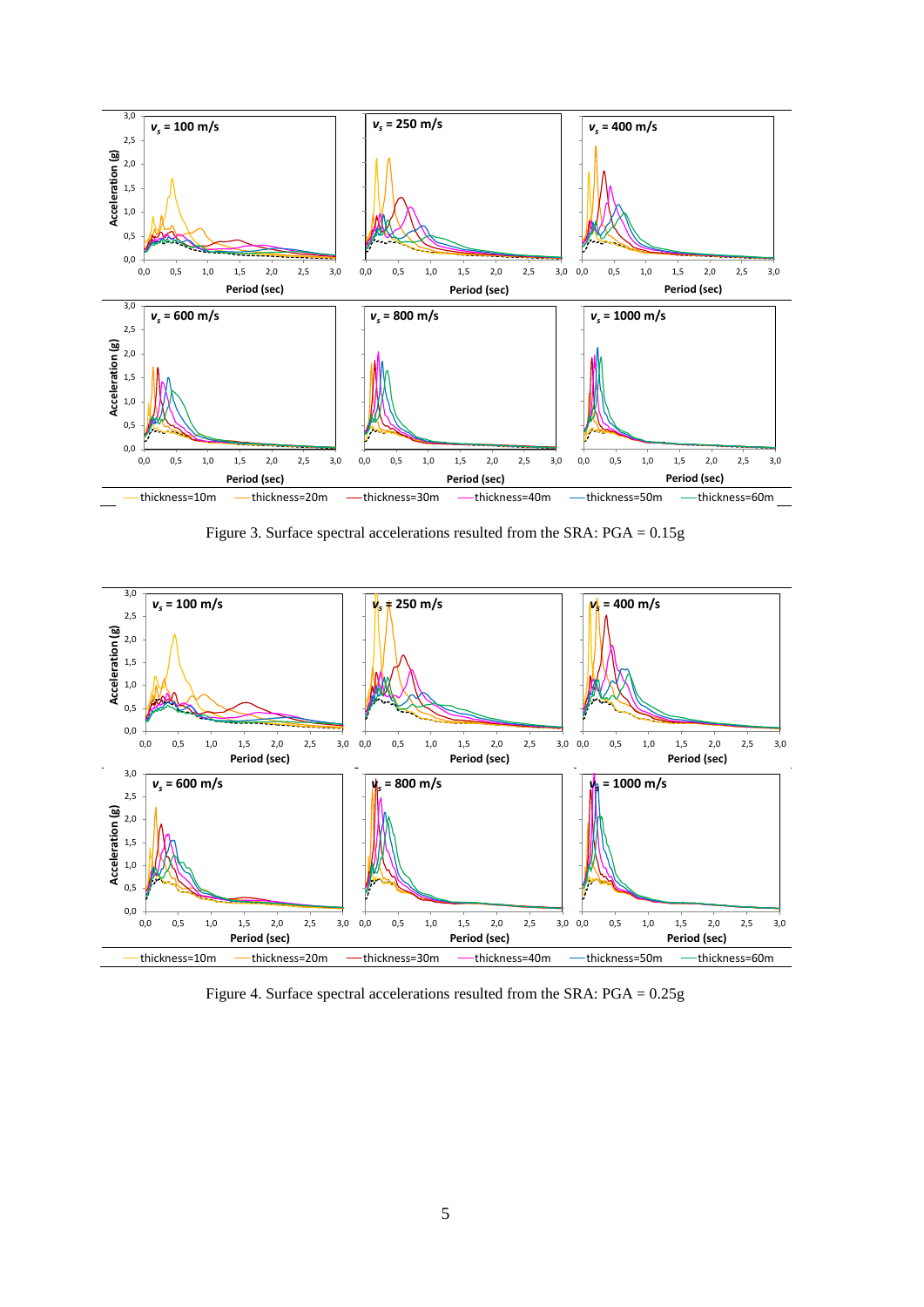Figure 3. Surface spectral accelerations resulted from the SRA: PGA = 0.15g

Figure 4. Surface spectral accelerations resulted from the SRA: PGA = 0.25g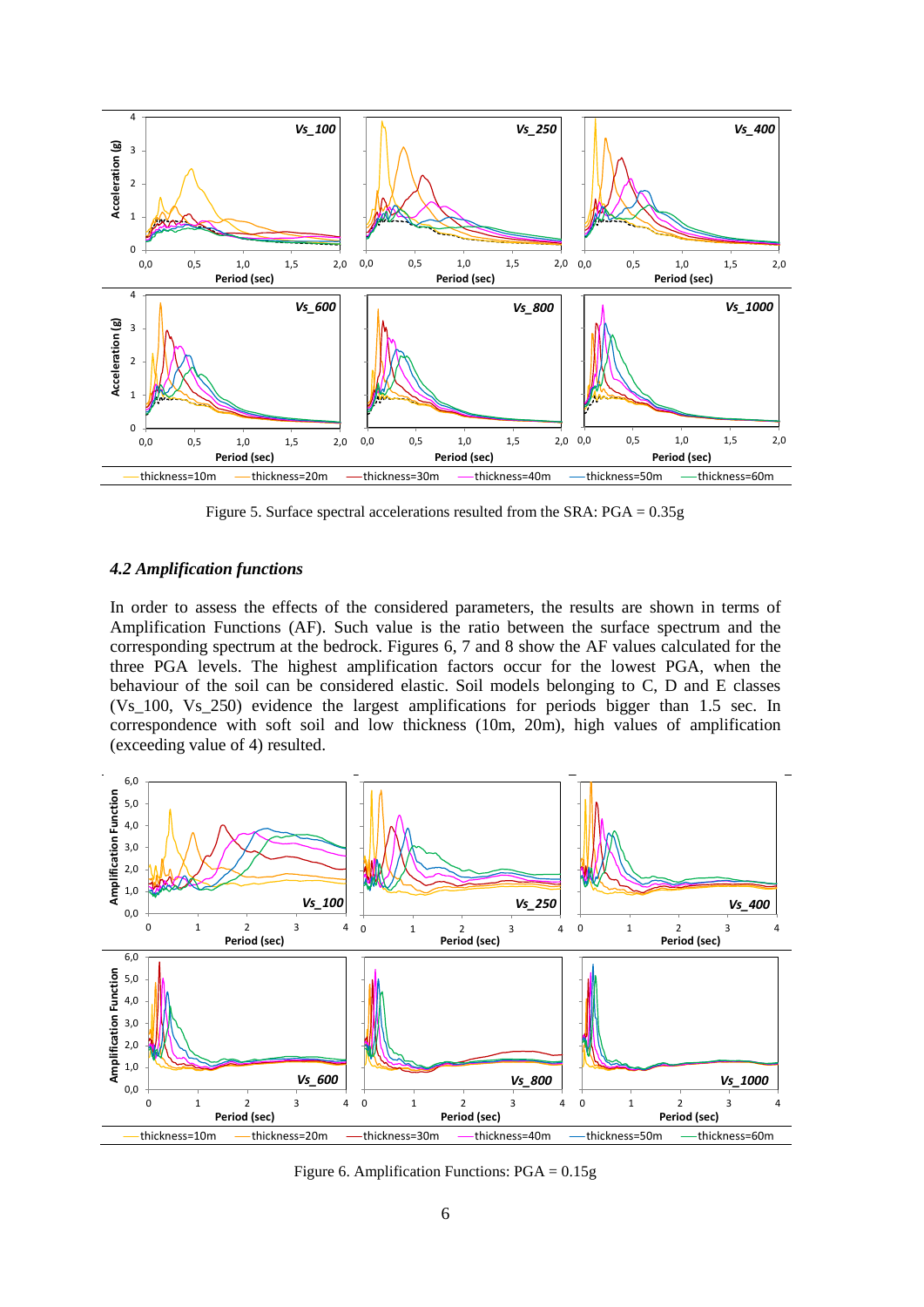Figure 5. Surface spectral accelerations resulted from the SRA: PGA = 0.35g

### *4.2 Amplification functions*

In order to assess the effects of the considered parameters, the results are shown in terms of Amplification Functions (AF). Such value is the ratio between the surface spectrum and the corresponding spectrum at the bedrock. Figures 6, 7 and 8 show the AF values calculated for the three PGA levels. The highest amplification factors occur for the lowest PGA, when the behaviour of the soil can be considered elastic. Soil models belonging to C, D and E classes (Vs_100, Vs_250) evidence the largest amplifications for periods bigger than 1.5 sec. In correspondence with soft soil and low thickness (10m, 20m), high values of amplification (exceeding value of 4) resulted.

Figure 6. Amplification Functions: PGA = 0.15g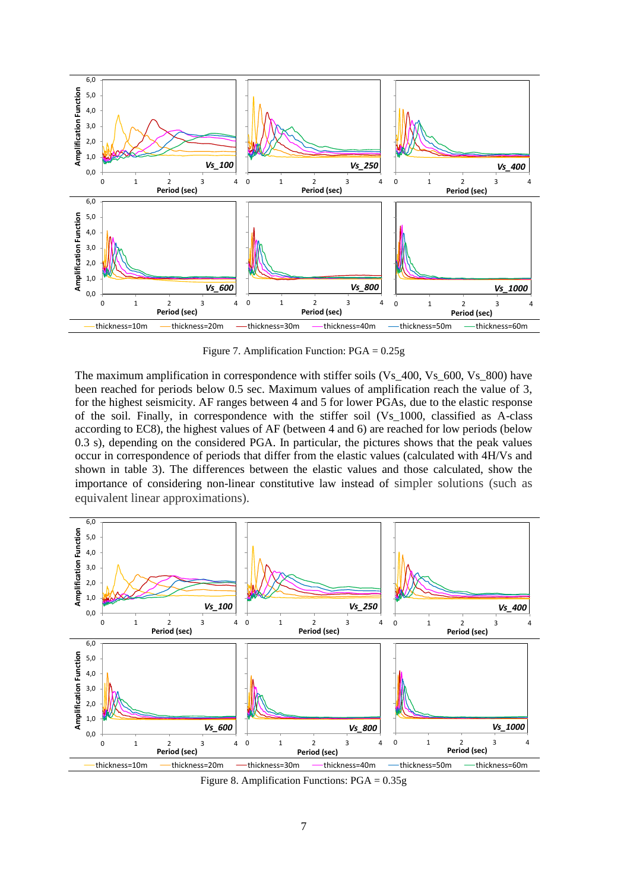Figure 7. Amplification Function: PGA = 0.25g

The maximum amplification in correspondence with stiffer soils (Vs_400, Vs_600, Vs_800) have been reached for periods below 0.5 sec. Maximum values of amplification reach the value of 3, for the highest seismicity. AF ranges between 4 and 5 for lower PGAs, due to the elastic response of the soil. Finally, in correspondence with the stiffer soil (Vs_1000, classified as A-class according to EC8), the highest values of AF (between 4 and 6) are reached for low periods (below 0.3 s), depending on the considered PGA. In particular, the pictures shows that the peak values occur in correspondence of periods that differ from the elastic values (calculated with 4H/Vs and shown in table 3). The differences between the elastic values and those calculated, show the importance of considering non-linear constitutive law instead of simpler solutions (such as equivalent linear approximations).

Figure 8. Amplification Functions: PGA = 0.35g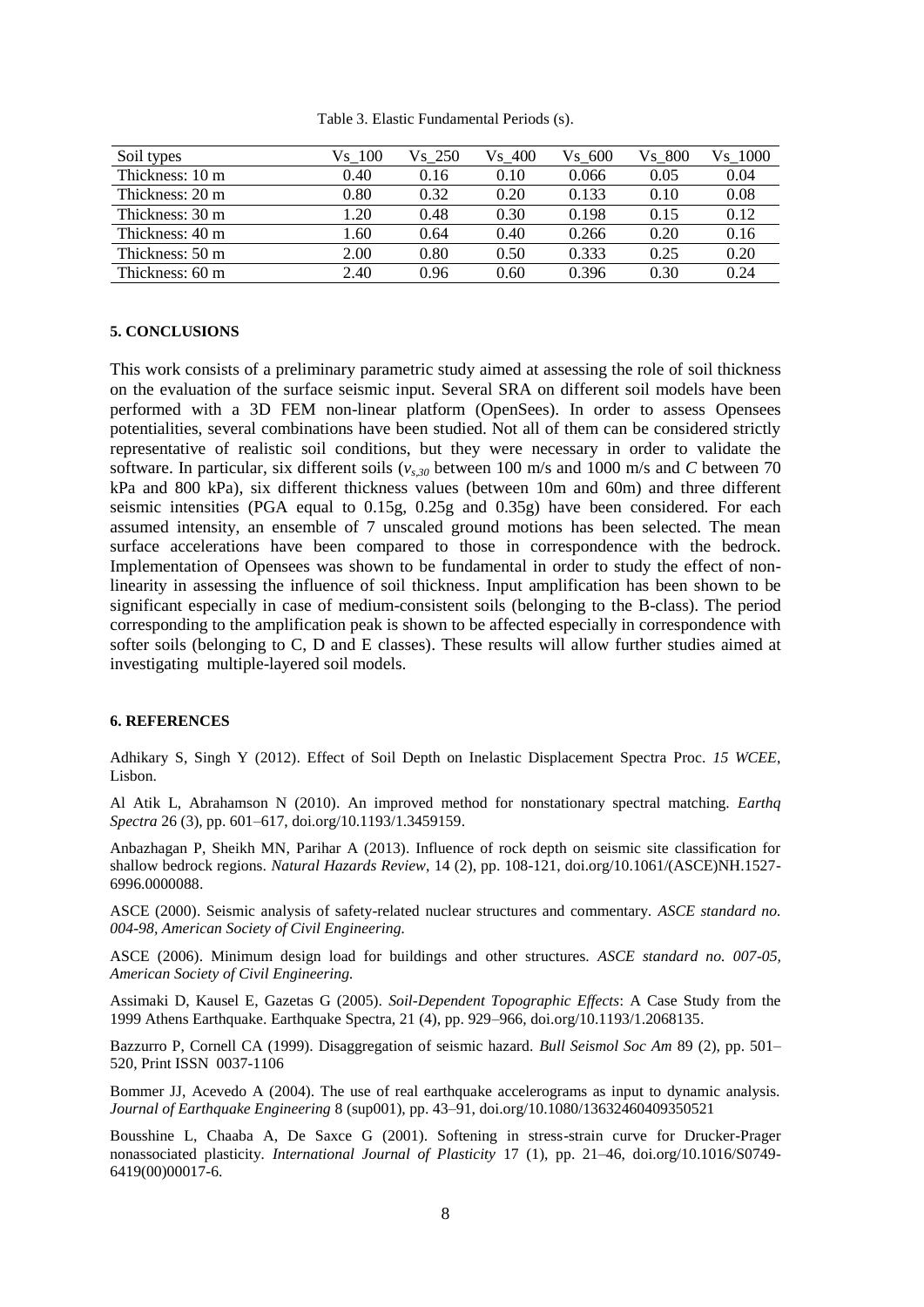Table 3. Elastic Fundamental Periods (s).

| Soil types | Vs_100 | Vs_250 | Vs_400 | Vs_600 | Vs_800 | Vs_1000 |
|---|---|---|---|---|---|---|
| Thickness: 10 m | 0.40 | 0.16 | 0.10 | 0.066 | 0.05 | 0.04 |
| Thickness: 20 m | 0.80 | 0.32 | 0.20 | 0.133 | 0.10 | 0.08 |
| Thickness: 30 m | 1.20 | 0.48 | 0.30 | 0.198 | 0.15 | 0.12 |
| Thickness: 40 m | 1.60 | 0.64 | 0.40 | 0.266 | 0.20 | 0.16 |
| Thickness: 50 m | 2.00 | 0.80 | 0.50 | 0.333 | 0.25 | 0.20 |
| Thickness: 60 m | 2.40 | 0.96 | 0.60 | 0.396 | 0.30 | 0.24 |

## 5. CONCLUSIONS

This work consists of a preliminary parametric study aimed at assessing the role of soil thickness on the evaluation of the surface seismic input. Several SRA on different soil models have been performed with a 3D FEM non-linear platform (OpenSees). In order to assess Opensees potentialities, several combinations have been studied. Not all of them can be considered strictly representative of realistic soil conditions, but they were necessary in order to validate the software. In particular, six different soils ($v_{s,30}$ between 100 m/s and 1000 m/s and $C$ between 70 kPa and 800 kPa), six different thickness values (between 10m and 60m) and three different seismic intensities (PGA equal to 0.15g, 0.25g and 0.35g) have been considered. For each assumed intensity, an ensemble of 7 unscaled ground motions has been selected. The mean surface accelerations have been compared to those in correspondence with the bedrock. Implementation of Opensees was shown to be fundamental in order to study the effect of non-linearity in assessing the influence of soil thickness. Input amplification has been shown to be significant especially in case of medium-consistent soils (belonging to the B-class). The period corresponding to the amplification peak is shown to be affected especially in correspondence with softer soils (belonging to C, D and E classes). These results will allow further studies aimed at investigating multiple-layered soil models.

## 6. REFERENCES

Adhikary S, Singh Y (2012). Effect of Soil Depth on Inelastic Displacement Spectra Proc. *15 WCEE*, Lisbon.

Al Atik L, Abrahamson N (2010). An improved method for nonstationary spectral matching. *Earthq Spectra* 26 (3), pp. 601–617, doi.org/10.1193/1.3459159.

Anbazhagan P, Sheikh MN, Parihar A (2013). Influence of rock depth on seismic site classification for shallow bedrock regions. *Natural Hazards Review*, 14 (2), pp. 108-121, doi.org/10.1061/(ASCE)NH.1527-6996.0000088.

ASCE (2000). Seismic analysis of safety-related nuclear structures and commentary. *ASCE standard no. 004-98, American Society of Civil Engineering.*

ASCE (2006). Minimum design load for buildings and other structures. *ASCE standard no. 007-05, American Society of Civil Engineering.*

Assimaki D, Kausel E, Gazetas G (2005). *Soil-Dependent Topographic Effects*: A Case Study from the 1999 Athens Earthquake. Earthquake Spectra, 21 (4), pp. 929–966, doi.org/10.1193/1.2068135.

Bazzurro P, Cornell CA (1999). Disaggregation of seismic hazard. *Bull Seismol Soc Am* 89 (2), pp. 501–520, Print ISSN 0037-1106

Bommer JJ, Acevedo A (2004). The use of real earthquake accelerograms as input to dynamic analysis. *Journal of Earthquake Engineering* 8 (sup001), pp. 43–91, doi.org/10.1080/13632460409350521

Bousshine L, Chaaba A, De Saxce G (2001). Softening in stress-strain curve for Drucker-Prager nonassociated plasticity. *International Journal of Plasticity* 17 (1), pp. 21–46, doi.org/10.1016/S0749-6419(00)00017-6.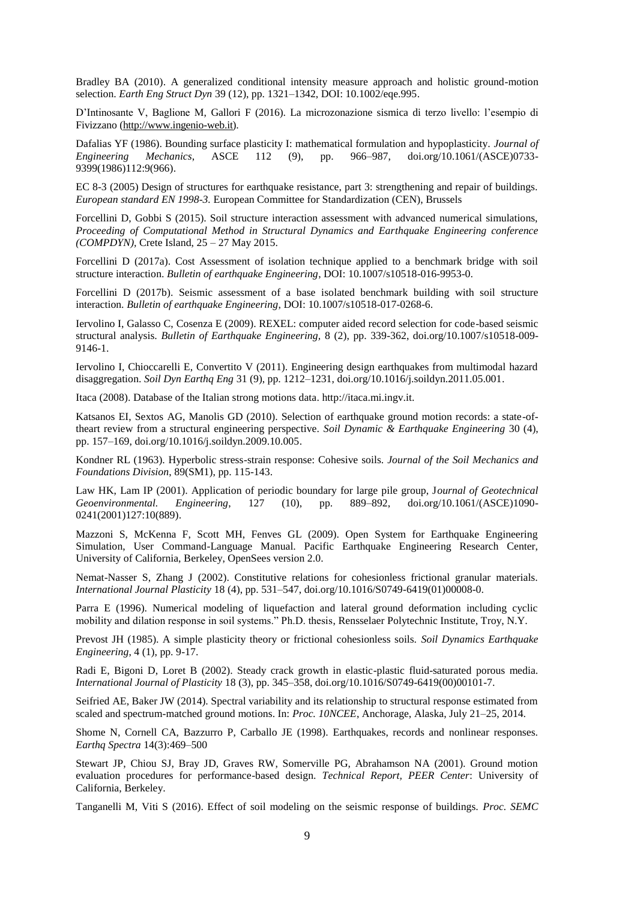Bradley BA (2010). A generalized conditional intensity measure approach and holistic ground-motion selection. *Earth Eng Struct Dyn* 39 (12), pp. 1321–1342, DOI: 10.1002/eqe.995.

D'Intinosante V, Baglione M, Gallori F (2016). La microzonazione sismica di terzo livello: l'esempio di Fivizzano (http://www.ingenio-web.it).

Dafalias YF (1986). Bounding surface plasticity I: mathematical formulation and hypoplasticity. *Journal of Engineering Mechanics*, ASCE 112 (9), pp. 966–987, doi.org/10.1061/(ASCE)0733-9399(1986)112:9(966).

EC 8-3 (2005) Design of structures for earthquake resistance, part 3: strengthening and repair of buildings. *European standard EN 1998-3.* European Committee for Standardization (CEN), Brussels

Forcellini D, Gobbi S (2015). Soil structure interaction assessment with advanced numerical simulations, *Proceeding of Computational Method in Structural Dynamics and Earthquake Engineering conference (COMPDYN)*, Crete Island, 25 – 27 May 2015.

Forcellini D (2017a). Cost Assessment of isolation technique applied to a benchmark bridge with soil structure interaction. *Bulletin of earthquake Engineering*, DOI: 10.1007/s10518-016-9953-0.

Forcellini D (2017b). Seismic assessment of a base isolated benchmark building with soil structure interaction. *Bulletin of earthquake Engineering*, DOI: 10.1007/s10518-017-0268-6.

Iervolino I, Galasso C, Cosenza E (2009). REXEL: computer aided record selection for code-based seismic structural analysis. *Bulletin of Earthquake Engineering*, 8 (2), pp. 339-362, doi.org/10.1007/s10518-009-9146-1.

Iervolino I, Chioccarelli E, Convertito V (2011). Engineering design earthquakes from multimodal hazard disaggregation. *Soil Dyn Earthq Eng* 31 (9), pp. 1212–1231, doi.org/10.1016/j.soildyn.2011.05.001.

Itaca (2008). Database of the Italian strong motions data. http://itaca.mi.ingv.it.

Katsanos EI, Sextos AG, Manolis GD (2010). Selection of earthquake ground motion records: a state-of-theart review from a structural engineering perspective. *Soil Dynamic & Earthquake Engineering* 30 (4), pp. 157–169, doi.org/10.1016/j.soildyn.2009.10.005.

Kondner RL (1963). Hyperbolic stress-strain response: Cohesive soils. *Journal of the Soil Mechanics and Foundations Division*, 89(SM1), pp. 115-143.

Law HK, Lam IP (2001). Application of periodic boundary for large pile group, J*ournal of Geotechnical Geoenvironmental. Engineering*, 127 (10), pp. 889–892, doi.org/10.1061/(ASCE)1090-0241(2001)127:10(889).

Mazzoni S, McKenna F, Scott MH, Fenves GL (2009). Open System for Earthquake Engineering Simulation, User Command-Language Manual. Pacific Earthquake Engineering Research Center, University of California, Berkeley, OpenSees version 2.0.

Nemat-Nasser S, Zhang J (2002). Constitutive relations for cohesionless frictional granular materials. *International Journal Plasticity* 18 (4), pp. 531–547, doi.org/10.1016/S0749-6419(01)00008-0.

Parra E (1996). Numerical modeling of liquefaction and lateral ground deformation including cyclic mobility and dilation response in soil systems." Ph.D. thesis, Rensselaer Polytechnic Institute, Troy, N.Y.

Prevost JH (1985). A simple plasticity theory or frictional cohesionless soils. *Soil Dynamics Earthquake Engineering*, 4 (1), pp. 9-17.

Radi E, Bigoni D, Loret B (2002). Steady crack growth in elastic-plastic fluid-saturated porous media. *International Journal of Plasticity* 18 (3), pp. 345–358, doi.org/10.1016/S0749-6419(00)00101-7.

Seifried AE, Baker JW (2014). Spectral variability and its relationship to structural response estimated from scaled and spectrum-matched ground motions. In: *Proc. 10NCEE*, Anchorage, Alaska, July 21–25, 2014.

Shome N, Cornell CA, Bazzurro P, Carballo JE (1998). Earthquakes, records and nonlinear responses. *Earthq Spectra* 14(3):469–500

Stewart JP, Chiou SJ, Bray JD, Graves RW, Somerville PG, Abrahamson NA (2001). Ground motion evaluation procedures for performance-based design. *Technical Report, PEER Center*: University of California, Berkeley.

Tanganelli M, Viti S (2016). Effect of soil modeling on the seismic response of buildings. *Proc. SEMC*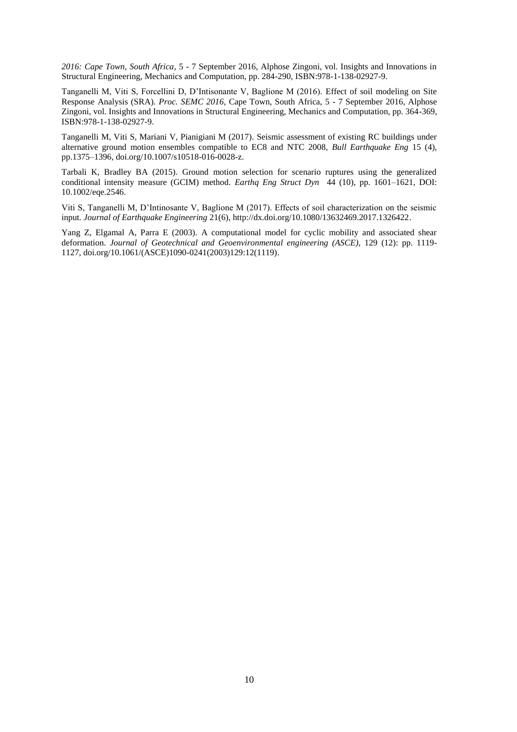*2016: Cape Town, South Africa*, 5 - 7 September 2016, Alphose Zingoni, vol. Insights and Innovations in Structural Engineering, Mechanics and Computation, pp. 284-290, ISBN:978-1-138-02927-9.

Tanganelli M, Viti S, Forcellini D, D'Intisonante V, Baglione M (2016). Effect of soil modeling on Site Response Analysis (SRA). *Proc. SEMC 2016*, Cape Town, South Africa, 5 - 7 September 2016, Alphose Zingoni, vol. Insights and Innovations in Structural Engineering, Mechanics and Computation, pp. 364-369, ISBN:978-1-138-02927-9.

Tanganelli M, Viti S, Mariani V, Pianigiani M (2017). Seismic assessment of existing RC buildings under alternative ground motion ensembles compatible to EC8 and NTC 2008, *Bull Earthquake Eng* 15 (4), pp.1375–1396, doi.org/10.1007/s10518-016-0028-z.

Tarbali K, Bradley BA (2015). Ground motion selection for scenario ruptures using the generalized conditional intensity measure (GCIM) method. *Earthq Eng Struct Dyn* 44 (10), pp. 1601–1621, DOI: 10.1002/eqe.2546.

Viti S, Tanganelli M, D'Intinosante V, Baglione M (2017). Effects of soil characterization on the seismic input. *Journal of Earthquake Engineering* 21(6), http://dx.doi.org/10.1080/13632469.2017.1326422.

Yang Z, Elgamal A, Parra E (2003). A computational model for cyclic mobility and associated shear deformation. *Journal of Geotechnical and Geoenvironmental engineering (ASCE)*, 129 (12): pp. 1119-1127, doi.org/10.1061/(ASCE)1090-0241(2003)129:12(1119).